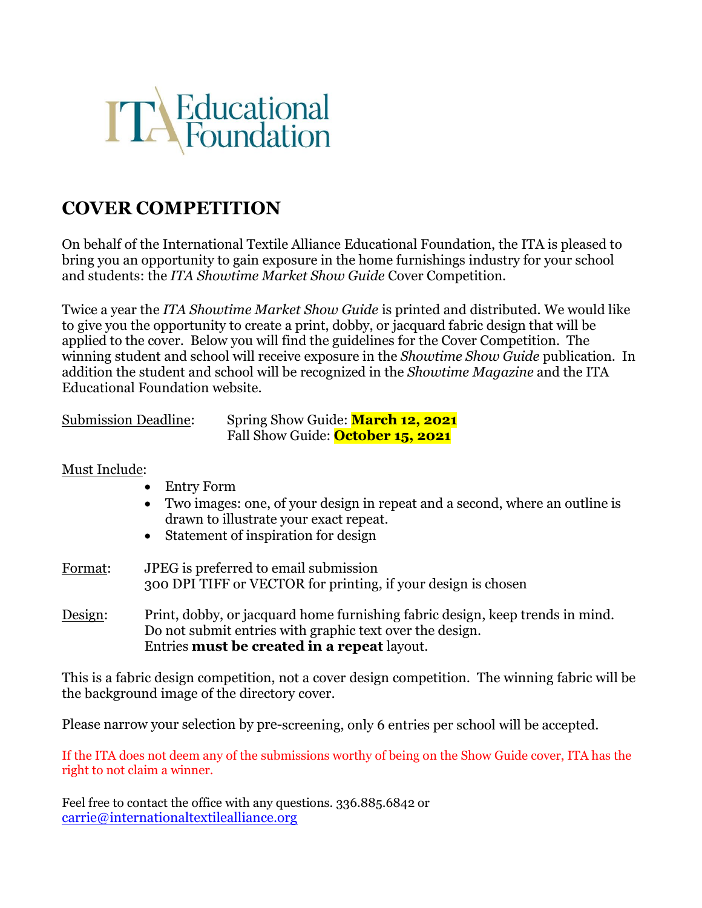ITA Educational Foundation

# COVER COMPETITION

On behalf of the International Textile Alliance Educational Foundation, the ITA is pleased to bring you an opportunity to gain exposure in the home furnishings industry for your school and students: the *ITA Showtime Market Show Guide* Cover Competition.

Twice a year the *ITA Showtime Market Show Guide* is printed and distributed. We would like to give you the opportunity to create a print, dobby, or jacquard fabric design that will be applied to the cover. Below you will find the guidelines for the Cover Competition. The winning student and school will receive exposure in the *Showtime Show Guide* publication. In addition the student and school will be recognized in the *Showtime Magazine* and the ITA Educational Foundation website.

Submission Deadline: Spring Show Guide: **March 12, 2021**
Fall Show Guide: **October 15, 2021**

Must Include:

- Entry Form
- Two images: one, of your design in repeat and a second, where an outline is drawn to illustrate your exact repeat.
- Statement of inspiration for design

Format: JPEG is preferred to email submission
300 DPI TIFF or VECTOR for printing, if your design is chosen

Design: Print, dobby, or jacquard home furnishing fabric design, keep trends in mind.
Do not submit entries with graphic text over the design.
Entries **must be created in a repeat** layout.

This is a fabric design competition, not a cover design competition. The winning fabric will be the background image of the directory cover.

Please narrow your selection by pre-screening, only 6 entries per school will be accepted.

If the ITA does not deem any of the submissions worthy of being on the Show Guide cover, ITA has the right to not claim a winner.

Feel free to contact the office with any questions. 336.885.6842 or carrie@internationaltextilealliance.org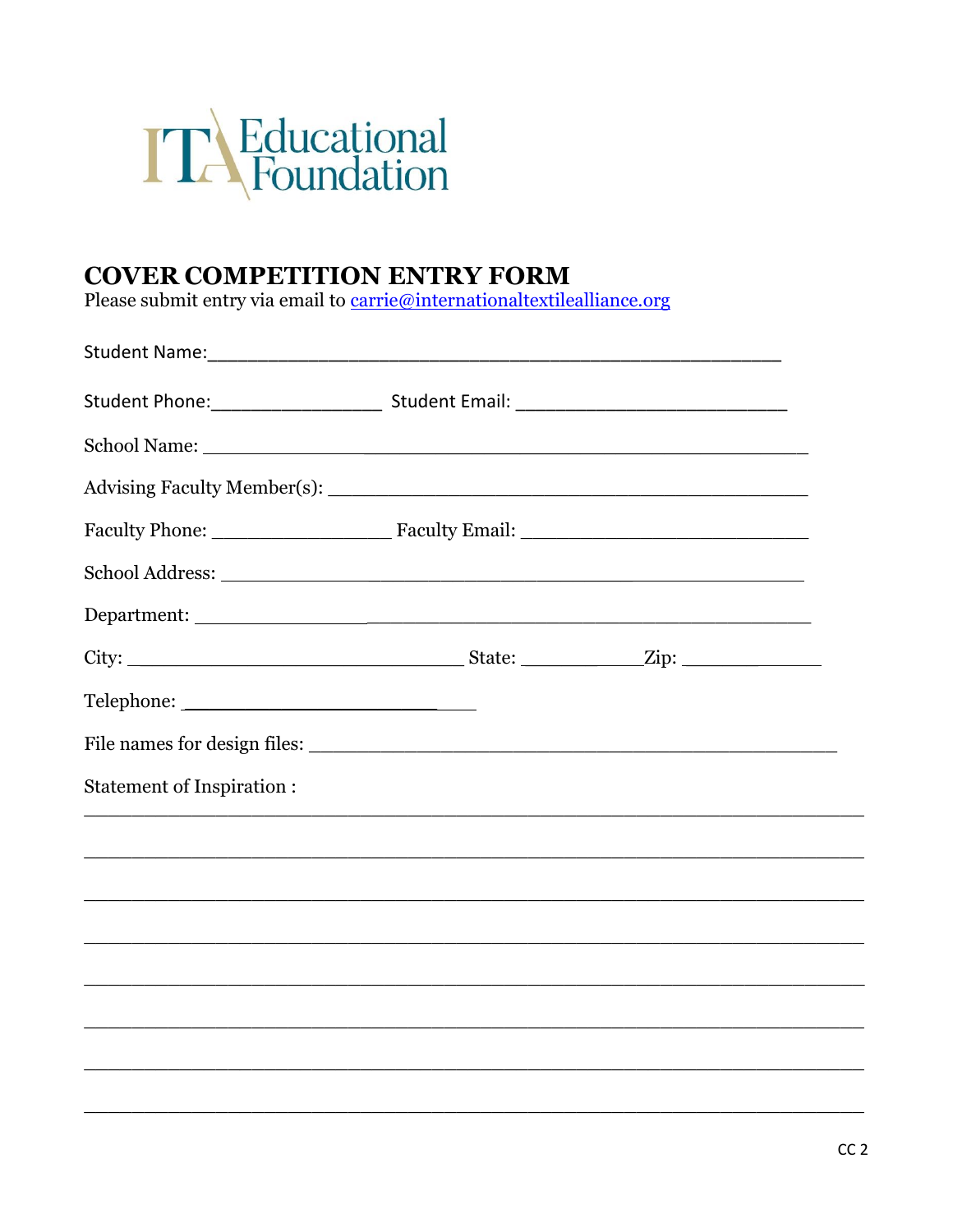ITA Educational Foundation

# COVER COMPETITION ENTRY FORM

Please submit entry via email to carrie@internationaltextilealliance.org

Student Name:_______________________________________________

Student Phone:______________ Student Email: ______________________

School Name: ___________________________________________________

Advising Faculty Member(s): ________________________________________

Faculty Phone: _______________ Faculty Email: _______________________

School Address: ________________________________________________

Department: ___________________________________________________

City: ____________________________ State: __________Zip: ____________

Telephone: ________________________

File names for design files: _____________________________________________

Statement of Inspiration :

_______________________________________________________________________

_______________________________________________________________________

_______________________________________________________________________

_______________________________________________________________________

_______________________________________________________________________

_______________________________________________________________________

_______________________________________________________________________

_______________________________________________________________________

CC 2